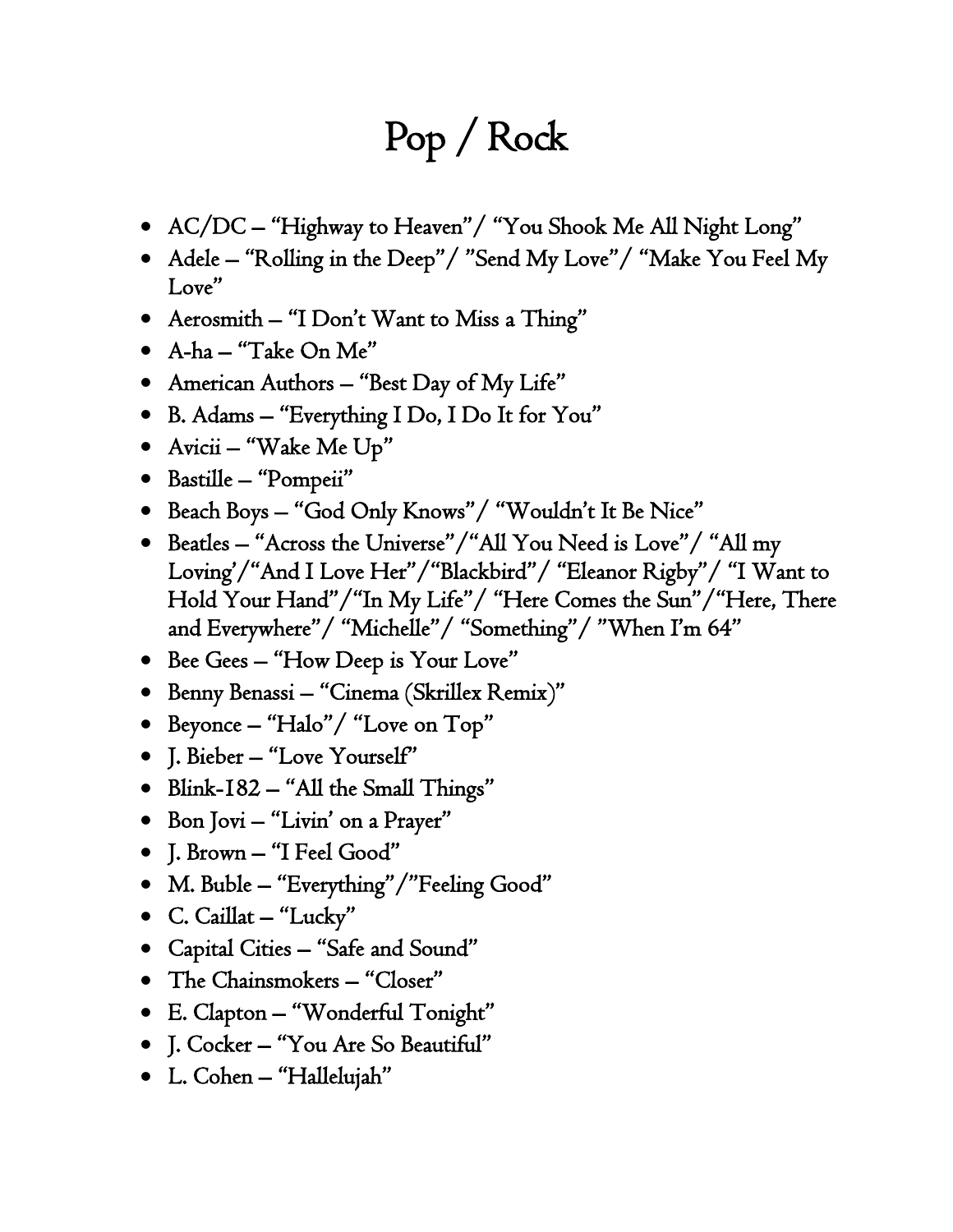# Pop / Rock

- AC/DC – "Highway to Heaven"/ "You Shook Me All Night Long"
- Adele – "Rolling in the Deep"/ "Send My Love"/ "Make You Feel My Love"
- Aerosmith – "I Don't Want to Miss a Thing"
- A-ha – "Take On Me"
- American Authors – "Best Day of My Life"
- B. Adams – "Everything I Do, I Do It for You"
- Avicii – "Wake Me Up"
- Bastille – "Pompeii"
- Beach Boys – "God Only Knows"/ "Wouldn't It Be Nice"
- Beatles – "Across the Universe"/"All You Need is Love"/ "All my Loving'/"And I Love Her"/"Blackbird"/ "Eleanor Rigby"/ "I Want to Hold Your Hand"/"In My Life"/ "Here Comes the Sun"/"Here, There and Everywhere"/ "Michelle"/ "Something"/ "When I'm 64"
- Bee Gees – "How Deep is Your Love"
- Benny Benassi – "Cinema (Skrillex Remix)"
- Beyonce – "Halo"/ "Love on Top"
- J. Bieber – "Love Yourself"
- Blink-182 – "All the Small Things"
- Bon Jovi – "Livin' on a Prayer"
- J. Brown – "I Feel Good"
- M. Buble – "Everything"/"Feeling Good"
- C. Caillat – "Lucky"
- Capital Cities – "Safe and Sound"
- The Chainsmokers – "Closer"
- E. Clapton – "Wonderful Tonight"
- J. Cocker – "You Are So Beautiful"
- L. Cohen – "Hallelujah"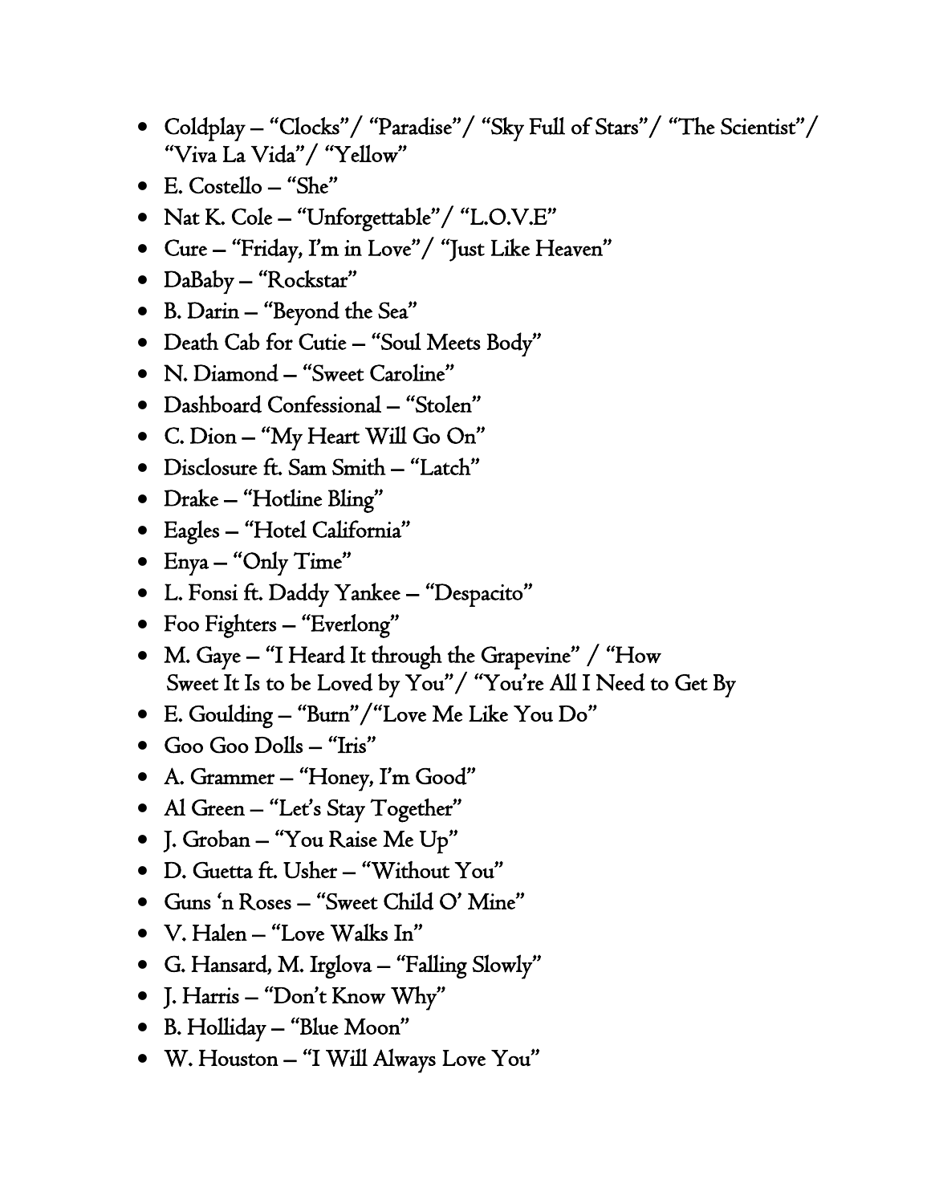- Coldplay – "Clocks"/ "Paradise"/ "Sky Full of Stars"/ "The Scientist"/ "Viva La Vida"/ "Yellow"
- E. Costello – "She"
- Nat K. Cole – "Unforgettable"/ "L.O.V.E"
- Cure – "Friday, I'm in Love"/ "Just Like Heaven"
- DaBaby – "Rockstar"
- B. Darin – "Beyond the Sea"
- Death Cab for Cutie – "Soul Meets Body"
- N. Diamond – "Sweet Caroline"
- Dashboard Confessional – "Stolen"
- C. Dion – "My Heart Will Go On"
- Disclosure ft. Sam Smith – "Latch"
- Drake – "Hotline Bling"
- Eagles – "Hotel California"
- Enya – "Only Time"
- L. Fonsi ft. Daddy Yankee – "Despacito"
- Foo Fighters – "Everlong"
- M. Gaye – "I Heard It through the Grapevine" / "How Sweet It Is to be Loved by You"/ "You're All I Need to Get By
- E. Goulding – "Burn"/"Love Me Like You Do"
- Goo Goo Dolls – "Iris"
- A. Grammer – "Honey, I'm Good"
- Al Green – "Let's Stay Together"
- J. Groban – "You Raise Me Up"
- D. Guetta ft. Usher – "Without You"
- Guns 'n Roses – "Sweet Child O' Mine"
- V. Halen – "Love Walks In"
- G. Hansard, M. Irglova – "Falling Slowly"
- J. Harris – "Don't Know Why"
- B. Holliday – "Blue Moon"
- W. Houston – "I Will Always Love You"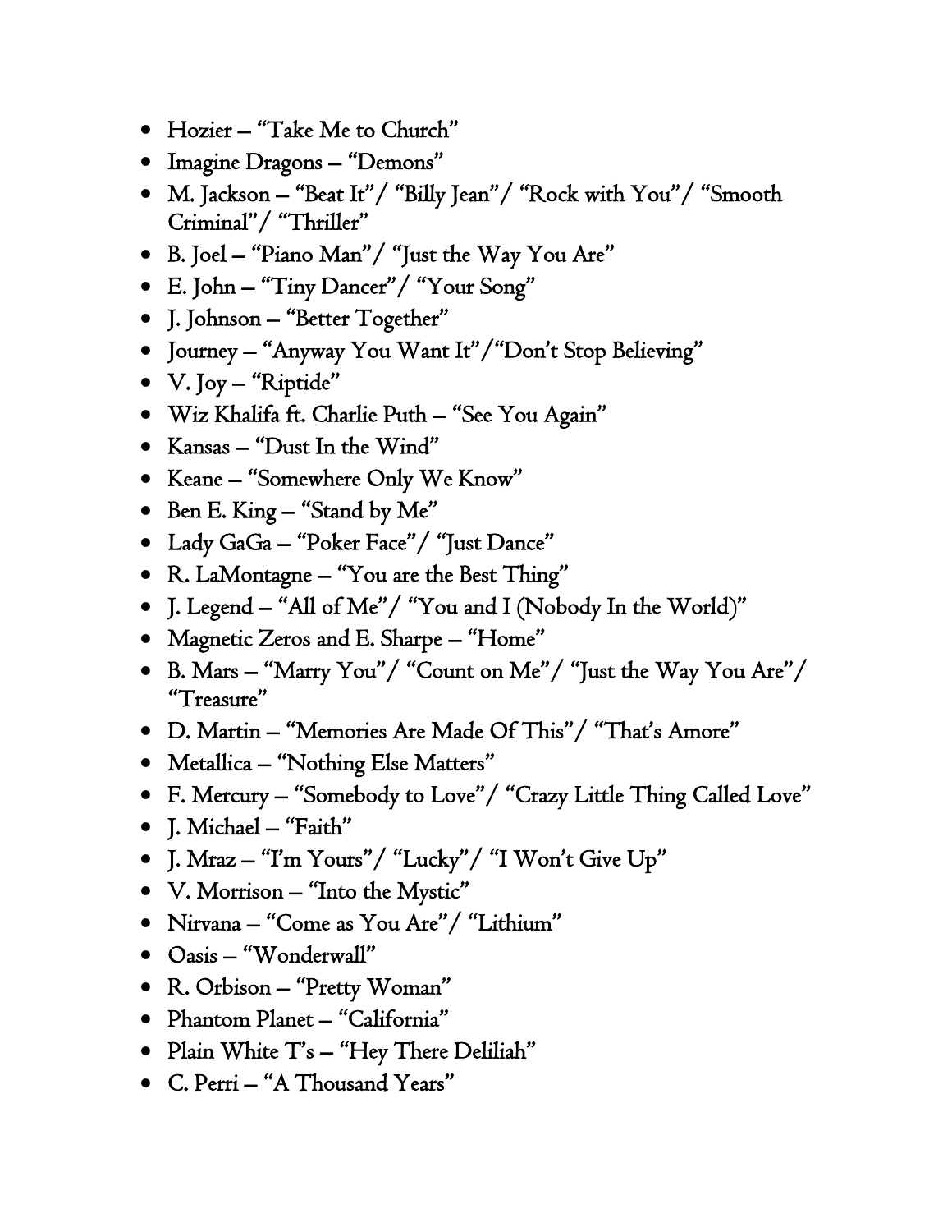- Hozier – "Take Me to Church"
- Imagine Dragons – "Demons"
- M. Jackson – "Beat It"/ "Billy Jean"/ "Rock with You"/ "Smooth Criminal"/ "Thriller"
- B. Joel – "Piano Man"/ "Just the Way You Are"
- E. John – "Tiny Dancer"/ "Your Song"
- J. Johnson – "Better Together"
- Journey – "Anyway You Want It"/"Don't Stop Believing"
- V. Joy – "Riptide"
- Wiz Khalifa ft. Charlie Puth – "See You Again"
- Kansas – "Dust In the Wind"
- Keane – "Somewhere Only We Know"
- Ben E. King – "Stand by Me"
- Lady GaGa – "Poker Face"/ "Just Dance"
- R. LaMontagne – "You are the Best Thing"
- J. Legend – "All of Me"/ "You and I (Nobody In the World)"
- Magnetic Zeros and E. Sharpe – "Home"
- B. Mars – "Marry You"/ "Count on Me"/ "Just the Way You Are"/ "Treasure"
- D. Martin – "Memories Are Made Of This"/ "That's Amore"
- Metallica – "Nothing Else Matters"
- F. Mercury – "Somebody to Love"/ "Crazy Little Thing Called Love"
- J. Michael – "Faith"
- J. Mraz – "I'm Yours"/ "Lucky"/ "I Won't Give Up"
- V. Morrison – "Into the Mystic"
- Nirvana – "Come as You Are"/ "Lithium"
- Oasis – "Wonderwall"
- R. Orbison – "Pretty Woman"
- Phantom Planet – "California"
- Plain White T's – "Hey There Deliliah"
- C. Perri – "A Thousand Years"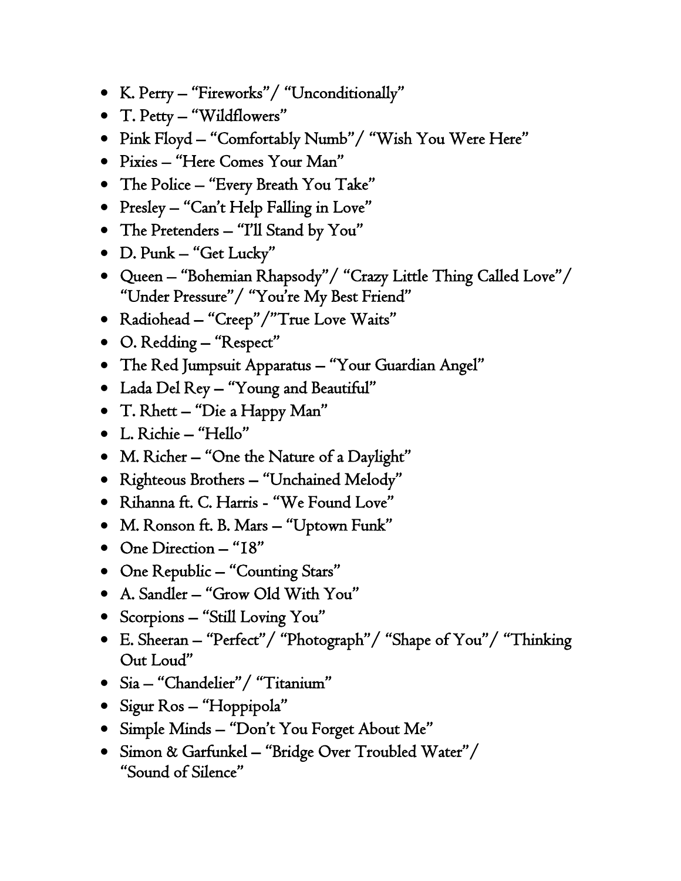- K. Perry – "Fireworks"/ "Unconditionally"
- T. Petty – "Wildflowers"
- Pink Floyd – "Comfortably Numb"/ "Wish You Were Here"
- Pixies – "Here Comes Your Man"
- The Police – "Every Breath You Take"
- Presley – "Can't Help Falling in Love"
- The Pretenders – "I'll Stand by You"
- D. Punk – "Get Lucky"
- Queen – "Bohemian Rhapsody"/ "Crazy Little Thing Called Love"/ "Under Pressure"/ "You're My Best Friend"
- Radiohead – "Creep"/"True Love Waits"
- O. Redding – "Respect"
- The Red Jumpsuit Apparatus – "Your Guardian Angel"
- Lada Del Rey – "Young and Beautiful"
- T. Rhett – "Die a Happy Man"
- L. Richie – "Hello"
- M. Richer – "One the Nature of a Daylight"
- Righteous Brothers – "Unchained Melody"
- Rihanna ft. C. Harris - "We Found Love"
- M. Ronson ft. B. Mars – "Uptown Funk"
- One Direction – "18"
- One Republic – "Counting Stars"
- A. Sandler – "Grow Old With You"
- Scorpions – "Still Loving You"
- E. Sheeran – "Perfect"/ "Photograph"/ "Shape of You"/ "Thinking Out Loud"
- Sia – "Chandelier"/ "Titanium"
- Sigur Ros – "Hoppipola"
- Simple Minds – "Don't You Forget About Me"
- Simon & Garfunkel – "Bridge Over Troubled Water"/ "Sound of Silence"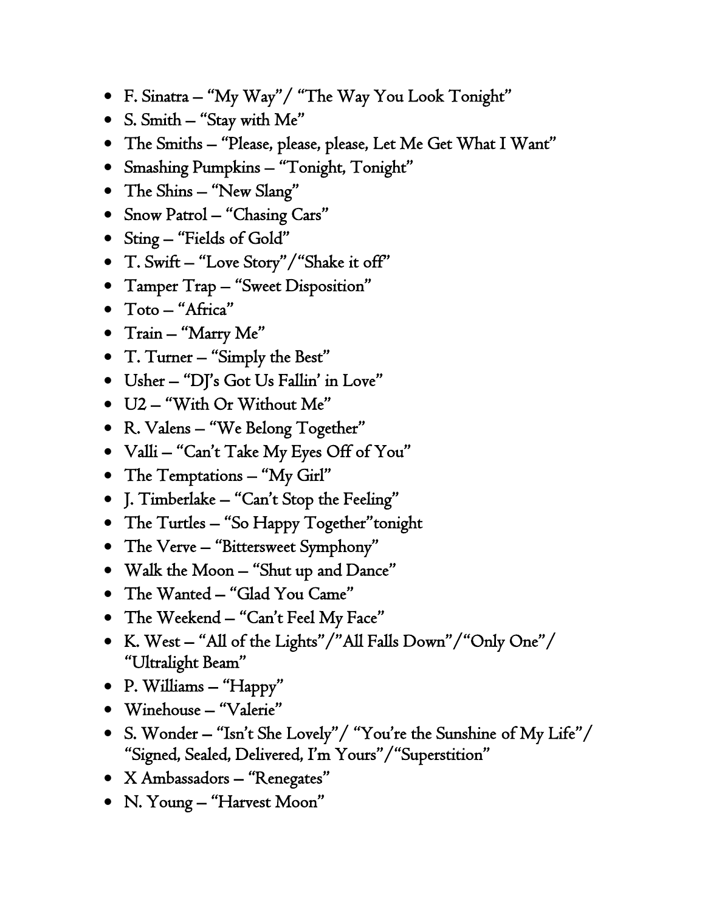- F. Sinatra – "My Way"/ "The Way You Look Tonight"
- S. Smith – "Stay with Me"
- The Smiths – "Please, please, please, Let Me Get What I Want"
- Smashing Pumpkins – "Tonight, Tonight"
- The Shins – "New Slang"
- Snow Patrol – "Chasing Cars"
- Sting – "Fields of Gold"
- T. Swift – "Love Story"/"Shake it off"
- Tamper Trap – "Sweet Disposition"
- Toto – "Africa"
- Train – "Marry Me"
- T. Turner – "Simply the Best"
- Usher – "DJ's Got Us Fallin' in Love"
- U2 – "With Or Without Me"
- R. Valens – "We Belong Together"
- Valli – "Can't Take My Eyes Off of You"
- The Temptations – "My Girl"
- J. Timberlake – "Can't Stop the Feeling"
- The Turtles – "So Happy Together"tonight
- The Verve – "Bittersweet Symphony"
- Walk the Moon – "Shut up and Dance"
- The Wanted – "Glad You Came"
- The Weekend – "Can't Feel My Face"
- K. West – "All of the Lights"/"All Falls Down"/"Only One"/ "Ultralight Beam"
- P. Williams – "Happy"
- Winehouse – "Valerie"
- S. Wonder – "Isn't She Lovely"/ "You're the Sunshine of My Life"/ "Signed, Sealed, Delivered, I'm Yours"/"Superstition"
- X Ambassadors – "Renegates"
- N. Young – "Harvest Moon"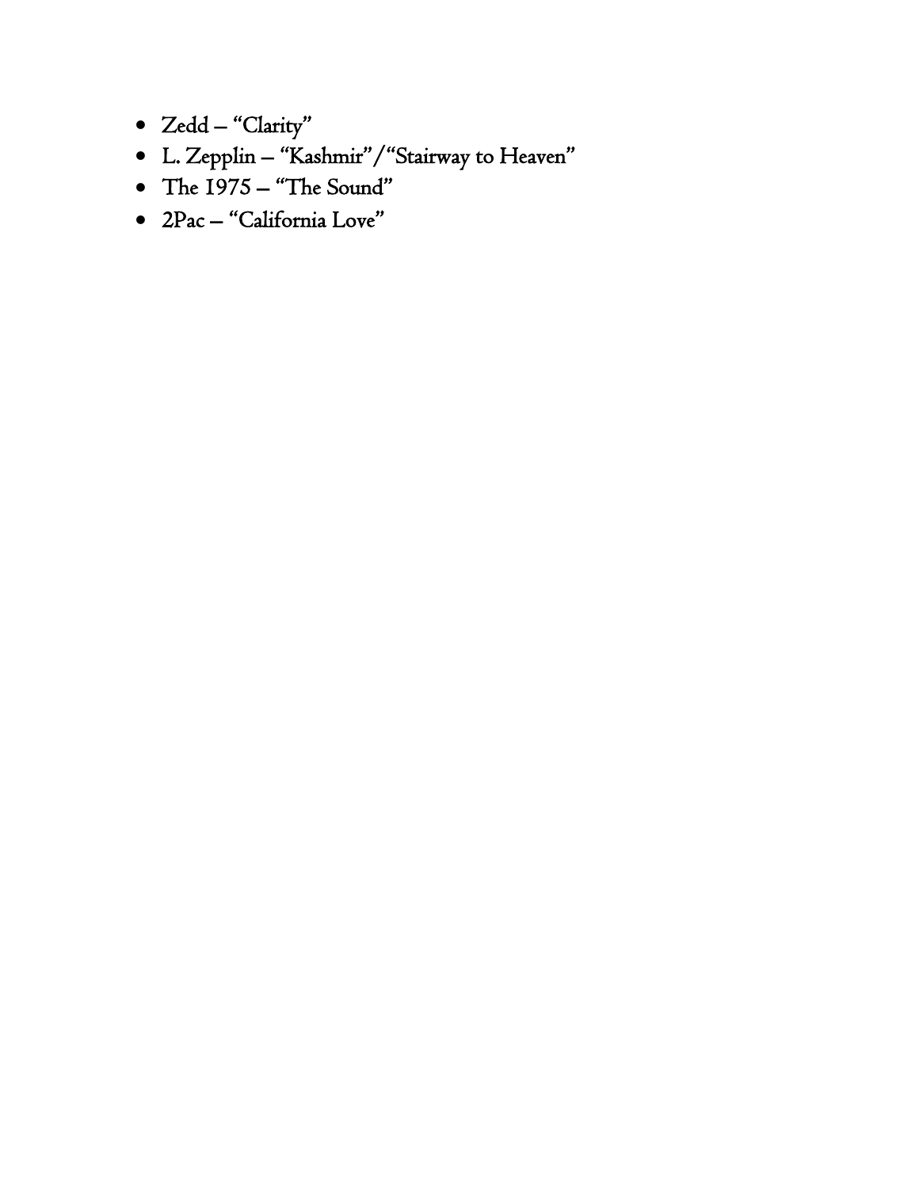- Zedd – "Clarity"
- L. Zepplin – "Kashmir"/"Stairway to Heaven"
- The 1975 – "The Sound"
- 2Pac – "California Love"